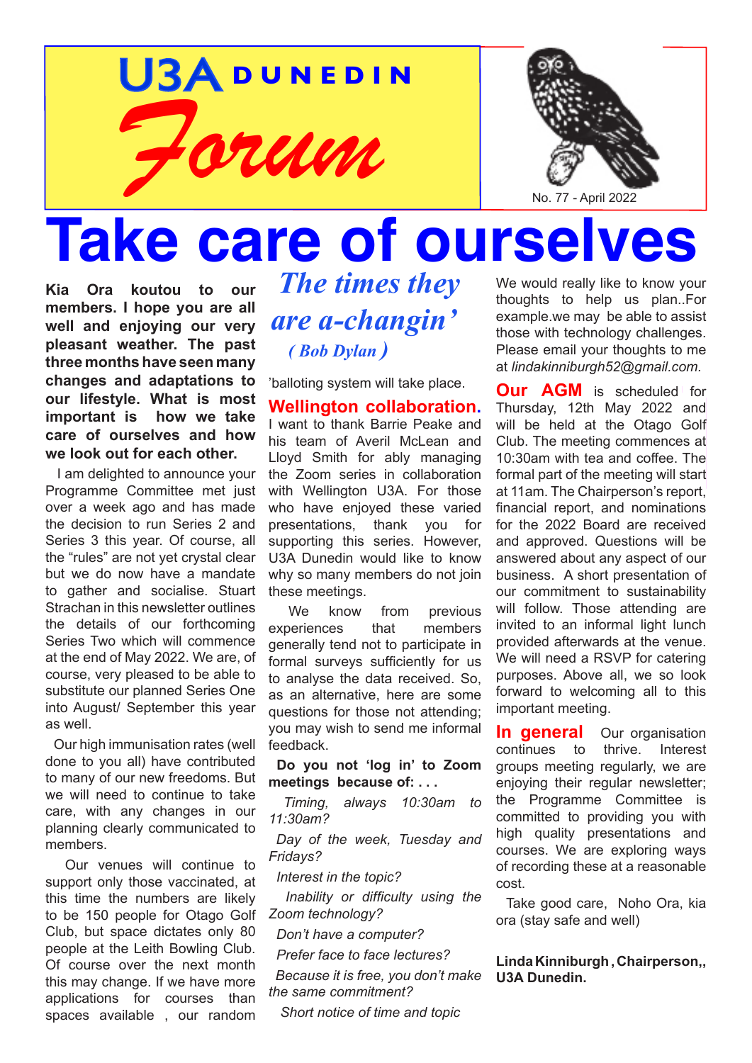# U3A DUNEDIN Forum

No. 77 - April 2022

# Take care of ourselves

**Kia Ora koutou to our members. I hope you are all well and enjoying our very pleasant weather. The past three months have seen many changes and adaptions to our lifestyle. What is most important is how we take care of ourselves and how we look out for each other.**

I am delighted to announce your Programme Committee met just over a week ago and has made the decision to run Series 2 and Series 3 this year. Of course, all the "rules" are not yet crystal clear but we do now have a mandate to gather and socialise. Stuart Strachan in this newsletter outlines the details of our forthcoming Series Two which will commence at the end of May 2022. We are, of course, very pleased to be able to substitute our planned Series One into August/ September this year as well.

Our high immunisation rates (well done to you all) have contributed to many of our new freedoms. But we will need to continue to take care, with any changes in our planning clearly communicated to members.

Our venues will continue to support only those vaccinated, at this time the numbers are likely to be 150 people for Otago Golf Club, but space dictates only 80 people at the Leith Bowling Club. Of course over the next month this may change. If we have more applications for courses than spaces available , our random 'balloting system will take place.

## *The times they are a-changin'*

*( Bob Dylan )*

**Wellington collaboration.** I want to thank Barrie Peake and his team of Averil McLean and Lloyd Smith for ably managing the Zoom series in collaboration with Wellington U3A. For those who have enjoyed these varied presentations, thank you for supporting this series. However, U3A Dunedin would like to know why so many members do not join these meetings.

We know from previous experiences that members generally tend not to participate in formal surveys sufficiently for us to analyse the data received. So, as an alternative, here are some questions for those not attending; you may wish to send me informal feedback.

**Do you not 'log in' to Zoom meetings because of: . . .**

*Timing, always 10:30am to 11:30am?*

*Day of the week, Tuesday and Fridays?*

*Interest in the topic?*

*Inability or difficulty using the Zoom technology?*

*Don't have a computer?*

*Prefer face to face lectures?*

*Because it is free, you don't make the same commitment?*

*Short notice of time and topic*

We would really like to know your thoughts to help us plan..For example.we may be able to assist those with technology challenges. Please email your thoughts to me at *lindakinniburgh52@gmail.com*.

**Our AGM** is scheduled for Thursday, 12th May 2022 and will be held at the Otago Golf Club. The meeting commences at 10:30am with tea and coffee. The formal part of the meeting will start at 11am. The Chairperson's report, financial report, and nominations for the 2022 Board are received and approved. Questions will be answered about any aspect of our business. A short presentation of our commitment to sustainability will follow. Those attending are invited to an informal light lunch provided afterwards at the venue. We will need a RSVP for catering purposes. Above all, we so look forward to welcoming all to this important meeting.

**In general** Our organisation continues to thrive. Interest groups meeting regularly, we are enjoying their regular newsletter; the Programme Committee is committed to providing you with high quality presentations and courses. We are exploring ways of recording these at a reasonable cost.

Take good care, Noho Ora, kia ora (stay safe and well)

**Linda Kinniburgh , Chairperson,, U3A Dunedin.**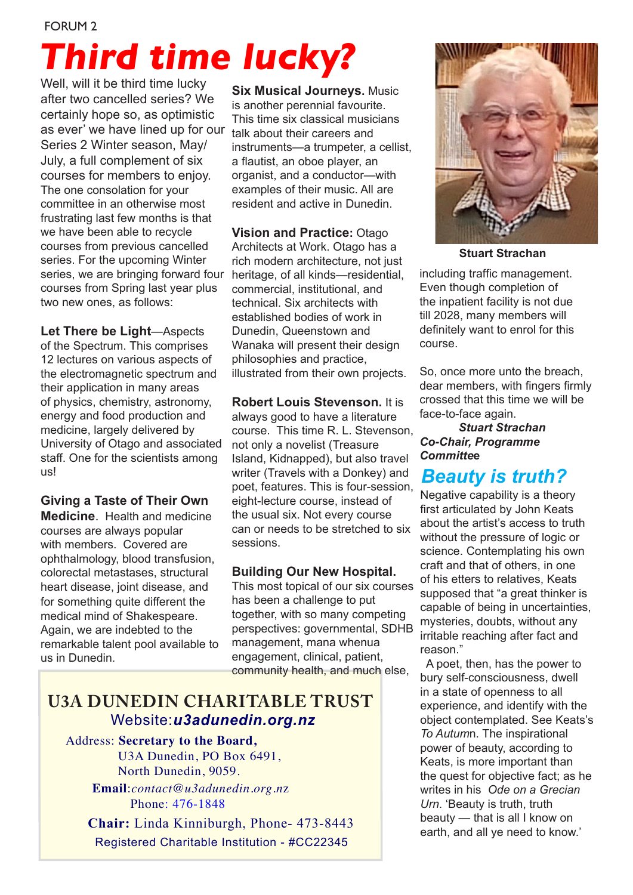# Third time lucky?

Well, will it be third time lucky after two cancelled series? We certainly hope so, as optimistic as ever' we have lined up for our Series 2 Winter season, May/ July, a full complement of six courses for members to enjoy. The one consolation for your committee in an otherwise most frustrating last few months is that we have been able to recycle courses from previous cancelled series. For the upcoming Winter series, we are bringing forward four courses from Spring last year plus two new ones, as follows:

**Let There be Light**—Aspects of the Spectrum. This comprises 12 lectures on various aspects of the electromagnetic spectrum and their application in many areas of physics, chemistry, astronomy, energy and food production and medicine, largely delivered by University of Otago and associated staff. One for the scientists among us!

**Giving a Taste of Their Own Medicine**. Health and medicine courses are always popular with members. Covered are ophthalmology, blood transfusion, colorectal metastases, structural heart disease, joint disease, and for something quite different the medical mind of Shakespeare. Again, we are indebted to the remarkable talent pool available to us in Dunedin.

**Six Musical Journeys.** Music is another perennial favourite. This time six classical musicians talk about their careers and instruments—a trumpeter, a cellist, a flautist, an oboe player, an organist, and a conductor—with examples of their music. All are resident and active in Dunedin.

**Vision and Practice:** Otago Architects at Work. Otago has a rich modern architecture, not just heritage, of all kinds—residential, commercial, institutional, and technical. Six architects with established bodies of work in Dunedin, Queenstown and Wanaka will present their design philosophies and practice, illustrated from their own projects.

**Robert Louis Stevenson.** It is always good to have a literature course. This time R. L. Stevenson, not only a novelist (Treasure Island, Kidnapped), but also travel writer (Travels with a Donkey) and poet, features. This is four-session, eight-lecture course, instead of the usual six. Not every course can or needs to be stretched to six sessions.

**Building Our New Hospital.** This most topical of our six courses has been a challenge to put together, with so many competing perspectives: governmental, SDHB management, mana whenua engagement, clinical, patient, community health, and much else, including traffic management. Even though completion of the inpatient facility is not due till 2028, many members will definitely want to enrol for this course.

**Stuart Strachan**

So, once more unto the breach, dear members, with fingers firmly crossed that this time we will be face-to-face again.

***Stuart Strachan***
***Co-Chair, Programme Committee***

## Beauty is truth?

Negative capability is a theory first articulated by John Keats about the artist's access to truth without the pressure of logic or science. Contemplating his own craft and that of others, in one of his etters to relatives, Keats supposed that "a great thinker is capable of being in uncertainties, mysteries, doubts, without any irritable reaching after fact and reason."

A poet, then, has the power to bury self-consciousness, dwell in a state of openness to all experience, and identify with the object contemplated. See Keats's *To Autumn*. The inspirational power of beauty, according to Keats, is more important than the quest for objective fact; as he writes in his *Ode on a Grecian Urn*. 'Beauty is truth, truth beauty — that is all I know on earth, and all ye need to know.'

---

**U3A DUNEDIN CHARITABLE TRUST**
Website: ***u3adunedin.org.nz***

Address: **Secretary to the Board,**
U3A Dunedin, PO Box 6491,
North Dunedin, 9059.

**Email**: *contact@u3adunedin.org.nz*
Phone: 476-1848

**Chair:** Linda Kinniburgh, Phone- 473-8443

Registered Charitable Institution - #CC22345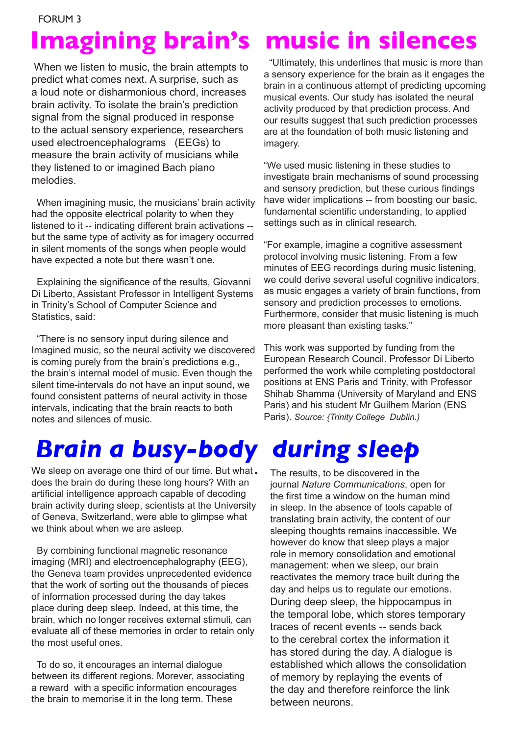FORUM 3

# Imagining brain's music in silences

When we listen to music, the brain attempts to predict what comes next. A surprise, such as a loud note or disharmonious chord, increases brain activity. To isolate the brain's prediction signal from the signal produced in response to the actual sensory experience, researchers used electroencephalograms (EEGs) to measure the brain activity of musicians while they listened to or imagined Bach piano melodies.

When imagining music, the musicians' brain activity had the opposite electrical polarity to when they listened to it -- indicating different brain activations -- but the same type of activity as for imagery occurred in silent moments of the songs when people would have expected a note but there wasn't one.

Explaining the significance of the results, Giovanni Di Liberto, Assistant Professor in Intelligent Systems in Trinity's School of Computer Science and Statistics, said:

"There is no sensory input during silence and Imagined music, so the neural activity we discovered is coming purely from the brain's predictions e.g., the brain's internal model of music. Even though the silent time-intervals do not have an input sound, we found consistent patterns of neural activity in those intervals, indicating that the brain reacts to both notes and silences of music.

"Ultimately, this underlines that music is more than a sensory experience for the brain as it engages the brain in a continuous attempt of predicting upcoming musical events. Our study has isolated the neural activity produced by that prediction process. And our results suggest that such prediction processes are at the foundation of both music listening and imagery.

"We used music listening in these studies to investigate brain mechanisms of sound processing and sensory prediction, but these curious findings have wider implications -- from boosting our basic, fundamental scientific understanding, to applied settings such as in clinical research.

"For example, imagine a cognitive assessment protocol involving music listening. From a few minutes of EEG recordings during music listening, we could derive several useful cognitive indicators, as music engages a variety of brain functions, from sensory and prediction processes to emotions. Furthermore, consider that music listening is much more pleasant than existing tasks."

This work was supported by funding from the European Research Council. Professor Di Liberto performed the work while completing postdoctoral positions at ENS Paris and Trinity, with Professor Shihab Shamma (University of Maryland and ENS Paris) and his student Mr Guilhem Marion (ENS Paris). *Source: {Trinity College Dublin.)*

# *Brain a busy-body during sleep*

We sleep on average one third of our time. But what does the brain do during these long hours? With an artificial intelligence approach capable of decoding brain activity during sleep, scientists at the University of Geneva, Switzerland, were able to glimpse what we think about when we are asleep.

By combining functional magnetic resonance imaging (MRI) and electroencephalography (EEG), the Geneva team provides unprecedented evidence that the work of sorting out the thousands of pieces of information processed during the day takes place during deep sleep. Indeed, at this time, the brain, which no longer receives external stimuli, can evaluate all of these memories in order to retain only the most useful ones.

To do so, it encourages an internal dialogue between its different regions. Morever, associating a reward with a specific information encourages the brain to memorise it in the long term. These

The results, to be discovered in the journal *Nature Communications*, open for the first time a window on the human mind in sleep. In the absence of tools capable of translating brain activity, the content of our sleeping thoughts remains inaccessible. We however do know that sleep plays a major role in memory consolidation and emotional management: when we sleep, our brain reactivates the memory trace built during the day and helps us to regulate our emotions. During deep sleep, the hippocampus in the temporal lobe, which stores temporary traces of recent events -- sends back to the cerebral cortex the information it has stored during the day. A dialogue is established which allows the consolidation of memory by replaying the events of the day and therefore reinforce the link between neurons.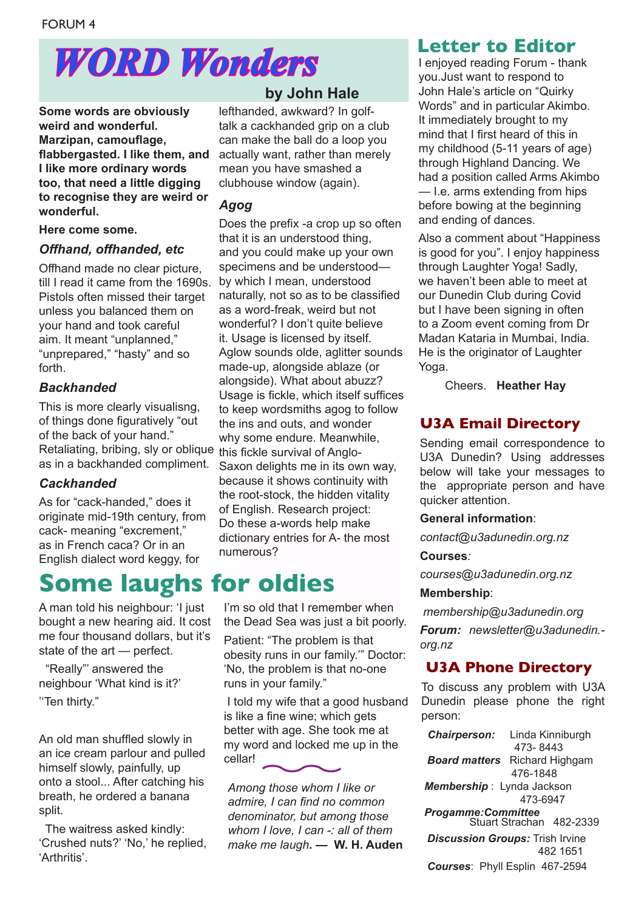# WORD Wonders

**by John Hale**

**Some words are obviously weird and wonderful. Marzipan, camouflage, flabbergasted. I like them, and I like more ordinary words too, that need a little digging to recognise they are weird or wonderful.**

**Here come some.**

### *Offhand, offhanded, etc*

Offhand made no clear picture, till I read it came from the 1690s. Pistols often missed their target unless you balanced them on your hand and took careful aim. It meant "unplanned," "unprepared," "hasty" and so forth.

### *Backhanded*

This is more clearly visualisng, of things done figuratively "out of the back of your hand." Retaliating, bribing, sly or oblique as in a backhanded compliment.

### *Cackhanded*

As for "cack-handed," does it originate mid-19th century, from cack- meaning "excrement," as in French caca? Or in an English dialect word keggy, for lefthanded, awkward? In golf-talk a cackhanded grip on a club can make the ball do a loop you actually want, rather than merely mean you have smashed a clubhouse window (again).

### *Agog*

Does the prefix -a crop up so often that it is an understood thing, and you could make up your own specimens and be understood—by which I mean, understood naturally, not so as to be classified as a word-freak, weird but not wonderful? I don't quite believe it. Usage is licensed by itself. Aglow sounds olde, aglitter sounds made-up, alongside ablaze (or alongside). What about abuzz? Usage is fickle, which itself suffices to keep wordsmiths agog to follow the ins and outs, and wonder why some endure. Meanwhile, this fickle survival of Anglo-Saxon delights me in its own way, because it shows continuity with the root-stock, the hidden vitality of English. Research project: Do these a-words help make dictionary entries for A- the most numerous?

# Some laughs for oldies

A man told his neighbour: 'I just bought a new hearing aid. It cost me four thousand dollars, but it's state of the art — perfect.

"Really"' answered the neighbour 'What kind is it?'

''Ten thirty."

An old man shuffled slowly in an ice cream parlour and pulled himself slowly, painfully, up onto a stool... After catching his breath, he ordered a banana split.

The waitress asked kindly: 'Crushed nuts?' 'No,' he replied, 'Arthritis'.

I'm so old that I remember when the Dead Sea was just a bit poorly.

Patient: "The problem is that obesity runs in our family.'" Doctor: 'No, the problem is that no-one runs in your family."

I told my wife that a good husband is like a fine wine; which gets better with age. She took me at my word and locked me up in the cellar!

*Among those whom I like or admire, I can find no common denominator, but among those whom I love, I can -: all of them make me laugh*. **— W. H. Auden**

## Letter to Editor

I enjoyed reading Forum - thank you.Just want to respond to John Hale's article on "Quirky Words" and in particular Akimbo. It immediately brought to my mind that I first heard of this in my childhood (5-11 years of age) through Highland Dancing. We had a position called Arms Akimbo — I.e. arms extending from hips before bowing at the beginning and ending of dances.

Also a comment about "Happiness is good for you". I enjoy happiness through Laughter Yoga! Sadly, we haven't been able to meet at our Dunedin Club during Covid but I have been signing in often to a Zoom event coming from Dr Madan Kataria in Mumbai, India. He is the originator of Laughter Yoga.

Cheers. **Heather Hay**

## U3A Email Directory

Sending email correspondence to U3A Dunedin? Using addresses below will take your messages to the appropriate person and have quicker attention.

**General information**:

*contact@u3adunedin.org.nz*

**Courses**:

*courses@u3adunedin.org.nz*

**Membership**:

*membership@u3adunedin.org*

***Forum:*** *newsletter@u3adunedin.org.nz*

## U3A Phone Directory

To discuss any problem with U3A Dunedin please phone the right person:

***Chairperson:*** Linda Kinniburgh 473- 8443

***Board matters*** Richard Highgam 476-1848

***Membership*** : Lynda Jackson 473-6947

***Progamme:Committee*** Stuart Strachan 482-2339

***Discussion Groups:*** Trish Irvine 482 1651

***Courses***: Phyll Esplin 467-2594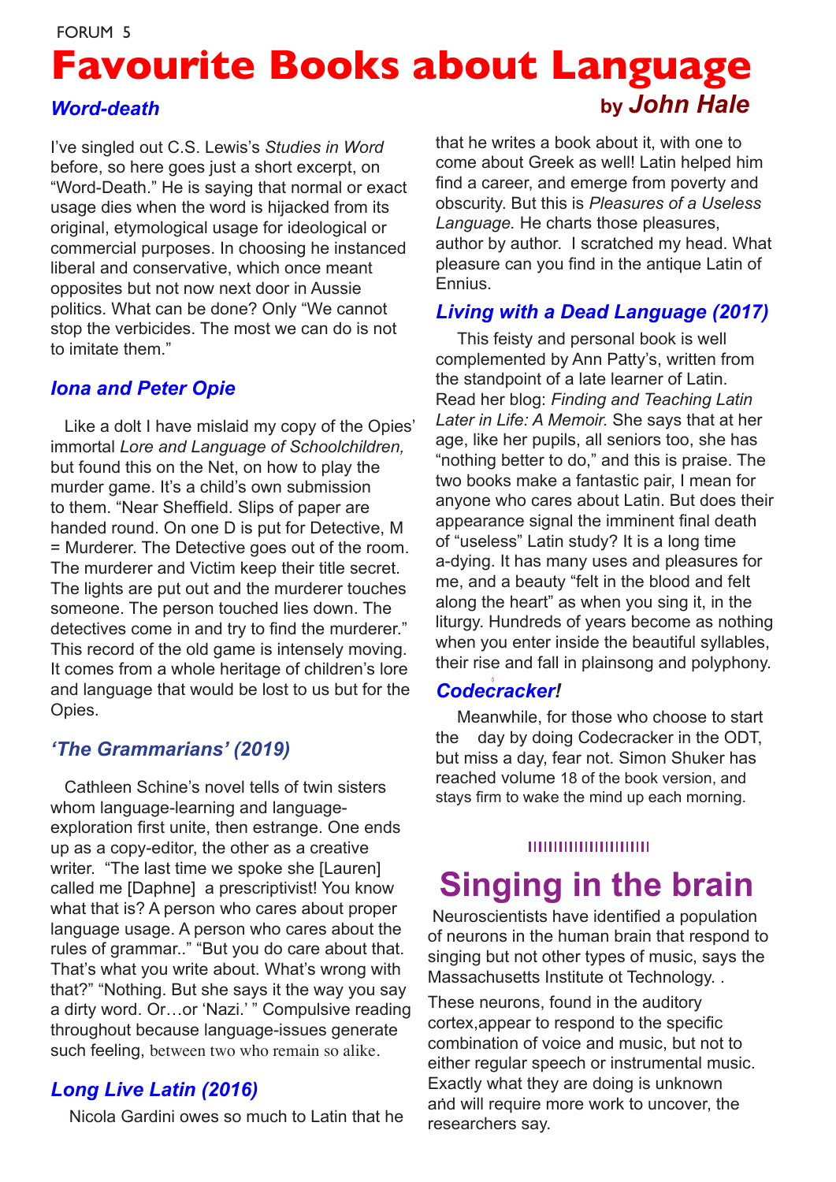# Favourite Books about Language

**by *John Hale***

### *Word-death*

I've singled out C.S. Lewis's *Studies in Word* before, so here goes just a short excerpt, on "Word-Death." He is saying that normal or exact usage dies when the word is hijacked from its original, etymological usage for ideological or commercial purposes. In choosing he instanced liberal and conservative, which once meant opposites but not now next door in Aussie politics. What can be done? Only "We cannot stop the verbicides. The most we can do is not to imitate them."

### *Iona and Peter Opie*

Like a dolt I have mislaid my copy of the Opies' immortal *Lore and Language of Schoolchildren,* but found this on the Net, on how to play the murder game. It's a child's own submission to them. "Near Sheffield. Slips of paper are handed round. On one D is put for Detective, M = Murderer. The Detective goes out of the room. The murderer and Victim keep their title secret. The lights are put out and the murderer touches someone. The person touched lies down. The detectives come in and try to find the murderer." This record of the old game is intensely moving. It comes from a whole heritage of children's lore and language that would be lost to us but for the Opies.

### *'The Grammarians' (2019)*

Cathleen Schine's novel tells of twin sisters whom language-learning and language-exploration first unite, then estrange. One ends up as a copy-editor, the other as a creative writer. "The last time we spoke she [Lauren] called me [Daphne] a prescriptivist! You know what that is? A person who cares about proper language usage. A person who cares about the rules of grammar.." "But you do care about that. That's what you write about. What's wrong with that?" "Nothing. But she says it the way you say a dirty word. Or…or 'Nazi.' " Compulsive reading throughout because language-issues generate such feeling, between two who remain so alike.

### *Long Live Latin (2016)*

Nicola Gardini owes so much to Latin that he writes a book about it, with one to come about Greek as well! Latin helped him find a career, and emerge from poverty and obscurity. But this is *Pleasures of a Useless Language*. He charts those pleasures, author by author. I scratched my head. What pleasure can you find in the antique Latin of Ennius.

### *Living with a Dead Language (2017)*

This feisty and personal book is well complemented by Ann Patty's, written from the standpoint of a late learner of Latin. Read her blog: *Finding and Teaching Latin Later in Life: A Memoir.* She says that at her age, like her pupils, all seniors too, she has "nothing better to do," and this is praise. The two books make a fantastic pair, I mean for anyone who cares about Latin. But does their appearance signal the imminent final death of "useless" Latin study? It is a long time a-dying. It has many uses and pleasures for me, and a beauty "felt in the blood and felt along the heart" as when you sing it, in the liturgy. Hundreds of years become as nothing when you enter inside the beautiful syllables, their rise and fall in plainsong and polyphony.

### *Codecracker!*

Meanwhile, for those who choose to start the day by doing Codecracker in the ODT, but miss a day, fear not. Simon Shuker has reached volume 18 of the book version, and stays firm to wake the mind up each morning.

## Singing in the brain

Neuroscientists have identified a population of neurons in the human brain that respond to singing but not other types of music, says the Massachusetts Institute of Technology. .

These neurons, found in the auditory cortex,appear to respond to the specific combination of voice and music, but not to either regular speech or instrumental music. Exactly what they are doing is unknown and will require more work to uncover, the researchers say.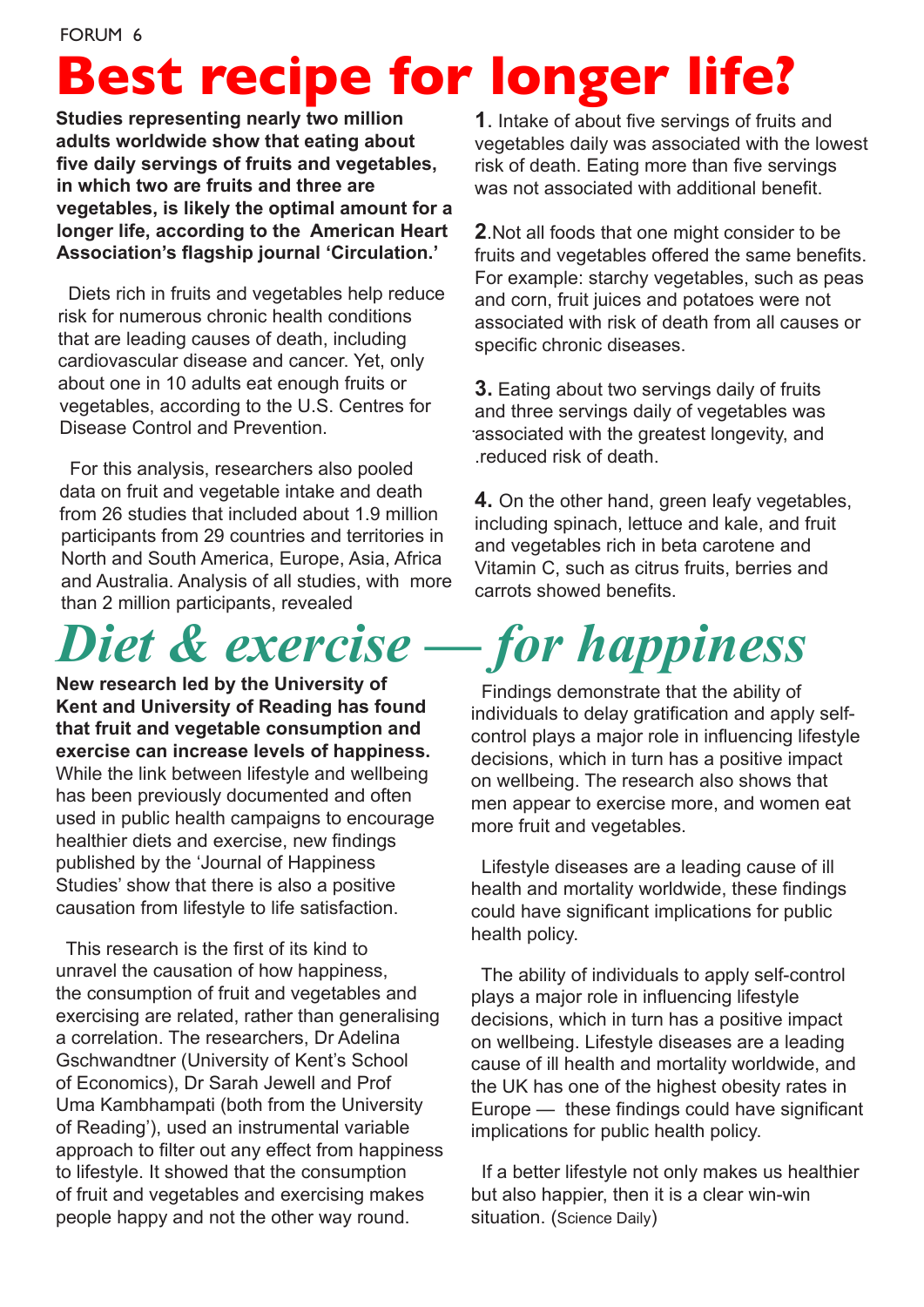# Best recipe for longer life?

**Studies representing nearly two million adults worldwide show that eating about five daily servings of fruits and vegetables, in which two are fruits and three are vegetables, is likely the optimal amount for a longer life, according to the American Heart Association's flagship journal 'Circulation.'**

Diets rich in fruits and vegetables help reduce risk for numerous chronic health conditions that are leading causes of death, including cardiovascular disease and cancer. Yet, only about one in 10 adults eat enough fruits or vegetables, according to the U.S. Centres for Disease Control and Prevention.

For this analysis, researchers also pooled data on fruit and vegetable intake and death from 26 studies that included about 1.9 million participants from 29 countries and territories in North and South America, Europe, Asia, Africa and Australia. Analysis of all studies, with more than 2 million participants, revealed

**1**. Intake of about five servings of fruits and vegetables daily was associated with the lowest risk of death. Eating more than five servings was not associated with additional benefit.

**2**.Not all foods that one might consider to be fruits and vegetables offered the same benefits. For example: starchy vegetables, such as peas and corn, fruit juices and potatoes were not associated with risk of death from all causes or specific chronic diseases.

**3.** Eating about two servings daily of fruits and three servings daily of vegetables was associated with the greatest longevity, and reduced risk of death.

**4.** On the other hand, green leafy vegetables, including spinach, lettuce and kale, and fruit and vegetables rich in beta carotene and Vitamin C, such as citrus fruits, berries and carrots showed benefits.

# *Diet & exercise — for happiness*

**New research led by the University of Kent and University of Reading has found that fruit and vegetable consumption and exercise can increase levels of happiness.** While the link between lifestyle and wellbeing has been previously documented and often used in public health campaigns to encourage healthier diets and exercise, new findings published by the 'Journal of Happiness Studies' show that there is also a positive causation from lifestyle to life satisfaction.

This research is the first of its kind to unravel the causation of how happiness, the consumption of fruit and vegetables and exercising are related, rather than generalising a correlation. The researchers, Dr Adelina Gschwandtner (University of Kent's School of Economics), Dr Sarah Jewell and Prof Uma Kambhampati (both from the University of Reading'), used an instrumental variable approach to filter out any effect from happiness to lifestyle. It showed that the consumption of fruit and vegetables and exercising makes people happy and not the other way round.

Findings demonstrate that the ability of individuals to delay gratification and apply self-control plays a major role in influencing lifestyle decisions, which in turn has a positive impact on wellbeing. The research also shows that men appear to exercise more, and women eat more fruit and vegetables.

Lifestyle diseases are a leading cause of ill health and mortality worldwide, these findings could have significant implications for public health policy.

The ability of individuals to apply self-control plays a major role in influencing lifestyle decisions, which in turn has a positive impact on wellbeing. Lifestyle diseases are a leading cause of ill health and mortality worldwide, and the UK has one of the highest obesity rates in Europe — these findings could have significant implications for public health policy.

If a better lifestyle not only makes us healthier but also happier, then it is a clear win-win situation. (Science Daily)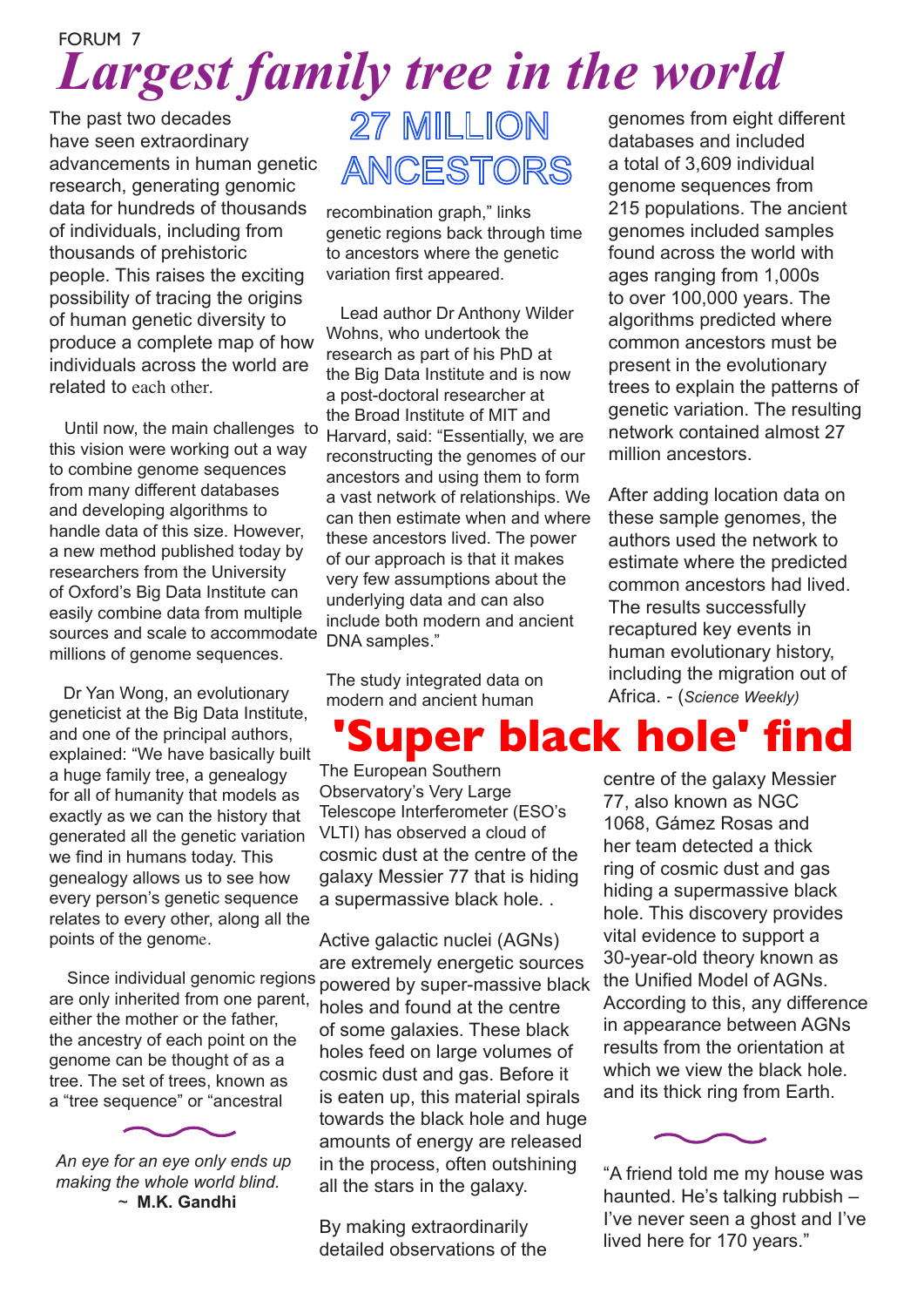# Largest family tree in the world

## 27 MILLION ANCESTORS

The past two decades have seen extraordinary advancements in human genetic research, generating genomic data for hundreds of thousands of individuals, including from thousands of prehistoric people. This raises the exciting possibility of tracing the origins of human genetic diversity to produce a complete map of how individuals across the world are related to each other.

Until now, the main challenges to this vision were working out a way to combine genome sequences from many different databases and developing algorithms to handle data of this size. However, a new method published today by researchers from the University of Oxford's Big Data Institute can easily combine data from multiple sources and scale to accommodate millions of genome sequences.

Dr Yan Wong, an evolutionary geneticist at the Big Data Institute, and one of the principal authors, explained: "We have basically built a huge family tree, a genealogy for all of humanity that models as exactly as we can the history that generated all the genetic variation we find in humans today. This genealogy allows us to see how every person's genetic sequence relates to every other, along all the points of the genome.

Since individual genomic regions are only inherited from one parent, either the mother or the father, the ancestry of each point on the genome can be thought of as a tree. The set of trees, known as a "tree sequence" or "ancestral recombination graph," links genetic regions back through time to ancestors where the genetic variation first appeared.

Lead author Dr Anthony Wilder Wohns, who undertook the research as part of his PhD at the Big Data Institute and is now a post-doctoral researcher at the Broad Institute of MIT and Harvard, said: "Essentially, we are reconstructing the genomes of our ancestors and using them to form a vast network of relationships. We can then estimate when and where these ancestors lived. The power of our approach is that it makes very few assumptions about the underlying data and can also include both modern and ancient DNA samples."

The study integrated data on modern and ancient human genomes from eight different databases and included a total of 3,609 individual genome sequences from 215 populations. The ancient genomes included samples found across the world with ages ranging from 1,000s to over 100,000 years. The algorithms predicted where common ancestors must be present in the evolutionary trees to explain the patterns of genetic variation. The resulting network contained almost 27 million ancestors.

After adding location data on these sample genomes, the authors used the network to estimate where the predicted common ancestors had lived. The results successfully recaptured key events in human evolutionary history, including the migration out of Africa. - (*Science Weekly)*

*An eye for an eye only ends up making the whole world blind.*
~ **M.K. Gandhi**

# 'Super black hole' find

The European Southern Observatory's Very Large Telescope Interferometer (ESO's VLTI) has observed a cloud of cosmic dust at the centre of the galaxy Messier 77 that is hiding a supermassive black hole. .

Active galactic nuclei (AGNs) are extremely energetic sources powered by super-massive black holes and found at the centre of some galaxies. These black holes feed on large volumes of cosmic dust and gas. Before it is eaten up, this material spirals towards the black hole and huge amounts of energy are released in the process, often outshining all the stars in the galaxy.

By making extraordinarily detailed observations of the centre of the galaxy Messier 77, also known as NGC 1068, Gámez Rosas and her team detected a thick ring of cosmic dust and gas hiding a supermassive black hole. This discovery provides vital evidence to support a 30-year-old theory known as the Unified Model of AGNs. According to this, any difference in appearance between AGNs results from the orientation at which we view the black hole. and its thick ring from Earth.

"A friend told me my house was haunted. He's talking rubbish – I've never seen a ghost and I've lived here for 170 years."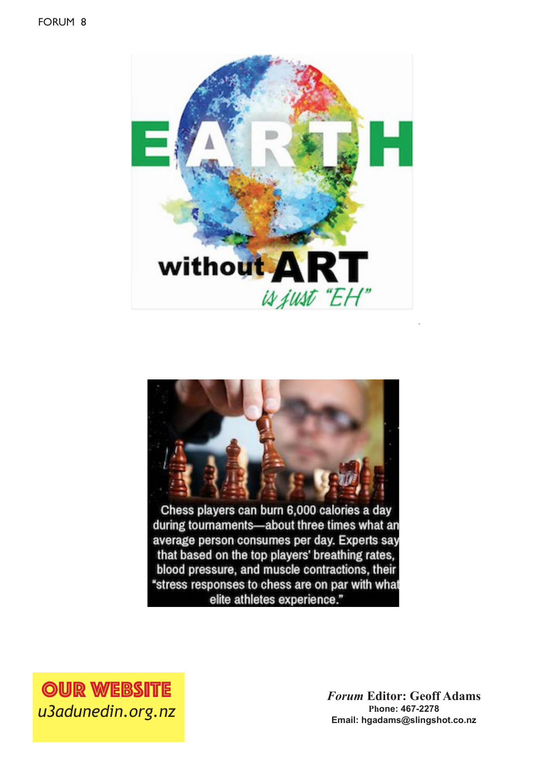EARTH without ART is just "EH"

Chess players can burn 6,000 calories a day during tournaments—about three times what an average person consumes per day. Experts say that based on the top players' breathing rates, blood pressure, and muscle contractions, their "stress responses to chess are on par with what elite athletes experience."

**OUR WEBSITE**
*u3adunedin.org.nz*

***Forum* Editor: Geoff Adams**
**Phone: 467-2278**
**Email: hgadams@slingshot.co.nz**